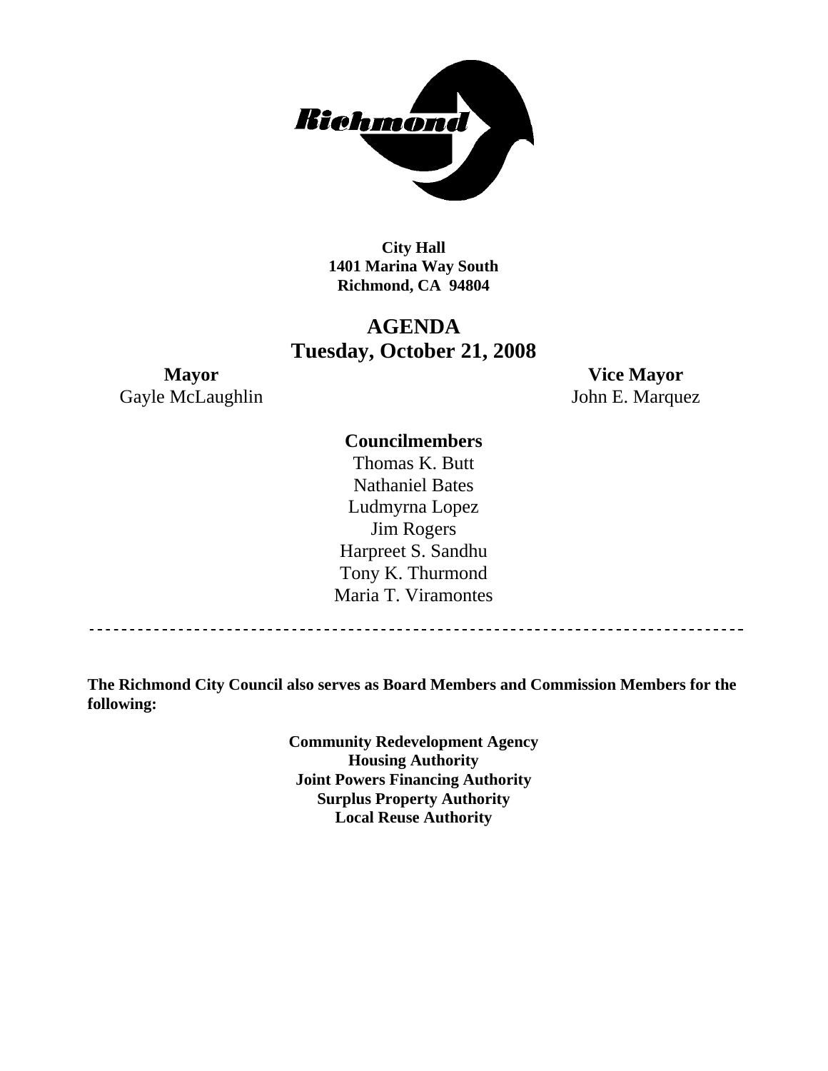**City Hall**
**1401 Marina Way South**
**Richmond, CA 94804**

# AGENDA
## Tuesday, October 21, 2008

**Mayor**
Gayle McLaughlin

**Vice Mayor**
John E. Marquez

**Councilmembers**

Thomas K. Butt
Nathaniel Bates
Ludmyrna Lopez
Jim Rogers
Harpreet S. Sandhu
Tony K. Thurmond
Maria T. Viramontes

---

**The Richmond City Council also serves as Board Members and Commission Members for the following:**

**Community Redevelopment Agency**
**Housing Authority**
**Joint Powers Financing Authority**
**Surplus Property Authority**
**Local Reuse Authority**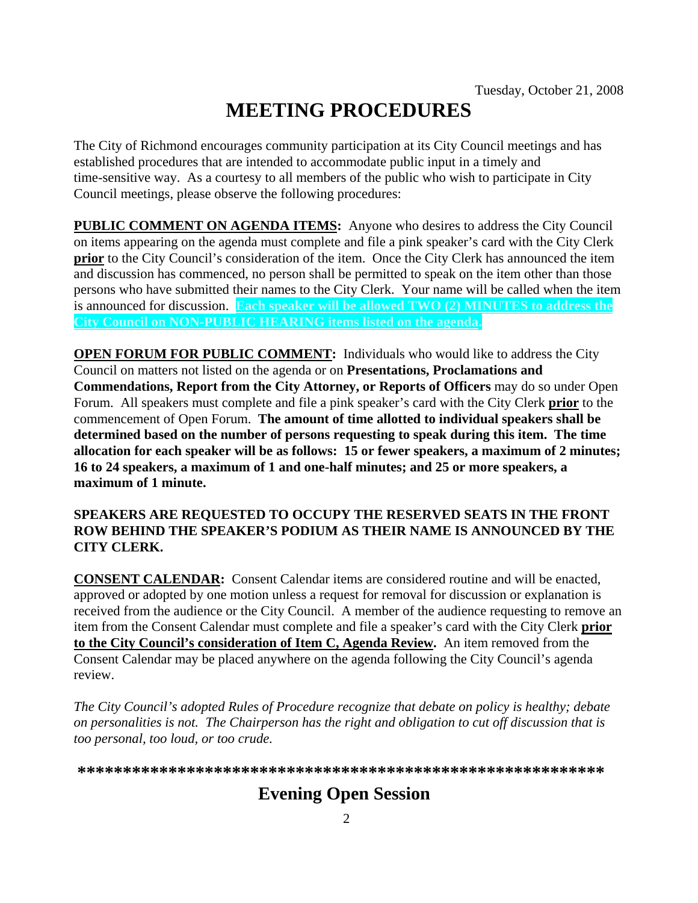Tuesday, October 21, 2008

# MEETING PROCEDURES

The City of Richmond encourages community participation at its City Council meetings and has established procedures that are intended to accommodate public input in a timely and time-sensitive way. As a courtesy to all members of the public who wish to participate in City Council meetings, please observe the following procedures:

**PUBLIC COMMENT ON AGENDA ITEMS:** Anyone who desires to address the City Council on items appearing on the agenda must complete and file a pink speaker's card with the City Clerk **prior** to the City Council's consideration of the item. Once the City Clerk has announced the item and discussion has commenced, no person shall be permitted to speak on the item other than those persons who have submitted their names to the City Clerk. Your name will be called when the item is announced for discussion. **Each speaker will be allowed TWO (2) MINUTES to address the City Council on NON-PUBLIC HEARING items listed on the agenda.**

**OPEN FORUM FOR PUBLIC COMMENT:** Individuals who would like to address the City Council on matters not listed on the agenda or on **Presentations, Proclamations and Commendations, Report from the City Attorney, or Reports of Officers** may do so under Open Forum. All speakers must complete and file a pink speaker's card with the City Clerk **prior** to the commencement of Open Forum. **The amount of time allotted to individual speakers shall be determined based on the number of persons requesting to speak during this item. The time allocation for each speaker will be as follows: 15 or fewer speakers, a maximum of 2 minutes; 16 to 24 speakers, a maximum of 1 and one-half minutes; and 25 or more speakers, a maximum of 1 minute.**

**SPEAKERS ARE REQUESTED TO OCCUPY THE RESERVED SEATS IN THE FRONT ROW BEHIND THE SPEAKER'S PODIUM AS THEIR NAME IS ANNOUNCED BY THE CITY CLERK.**

**CONSENT CALENDAR:** Consent Calendar items are considered routine and will be enacted, approved or adopted by one motion unless a request for removal for discussion or explanation is received from the audience or the City Council. A member of the audience requesting to remove an item from the Consent Calendar must complete and file a speaker's card with the City Clerk **prior to the City Council's consideration of Item C, Agenda Review.** An item removed from the Consent Calendar may be placed anywhere on the agenda following the City Council's agenda review.

*The City Council's adopted Rules of Procedure recognize that debate on policy is healthy; debate on personalities is not. The Chairperson has the right and obligation to cut off discussion that is too personal, too loud, or too crude.*

**\*\*\*\*\*\*\*\*\*\*\*\*\*\*\*\*\*\*\*\*\*\*\*\*\*\*\*\*\*\*\*\*\*\*\*\*\*\*\*\*\*\*\*\*\*\*\*\*\*\*\*\*\*\*\*\*\*\***

## Evening Open Session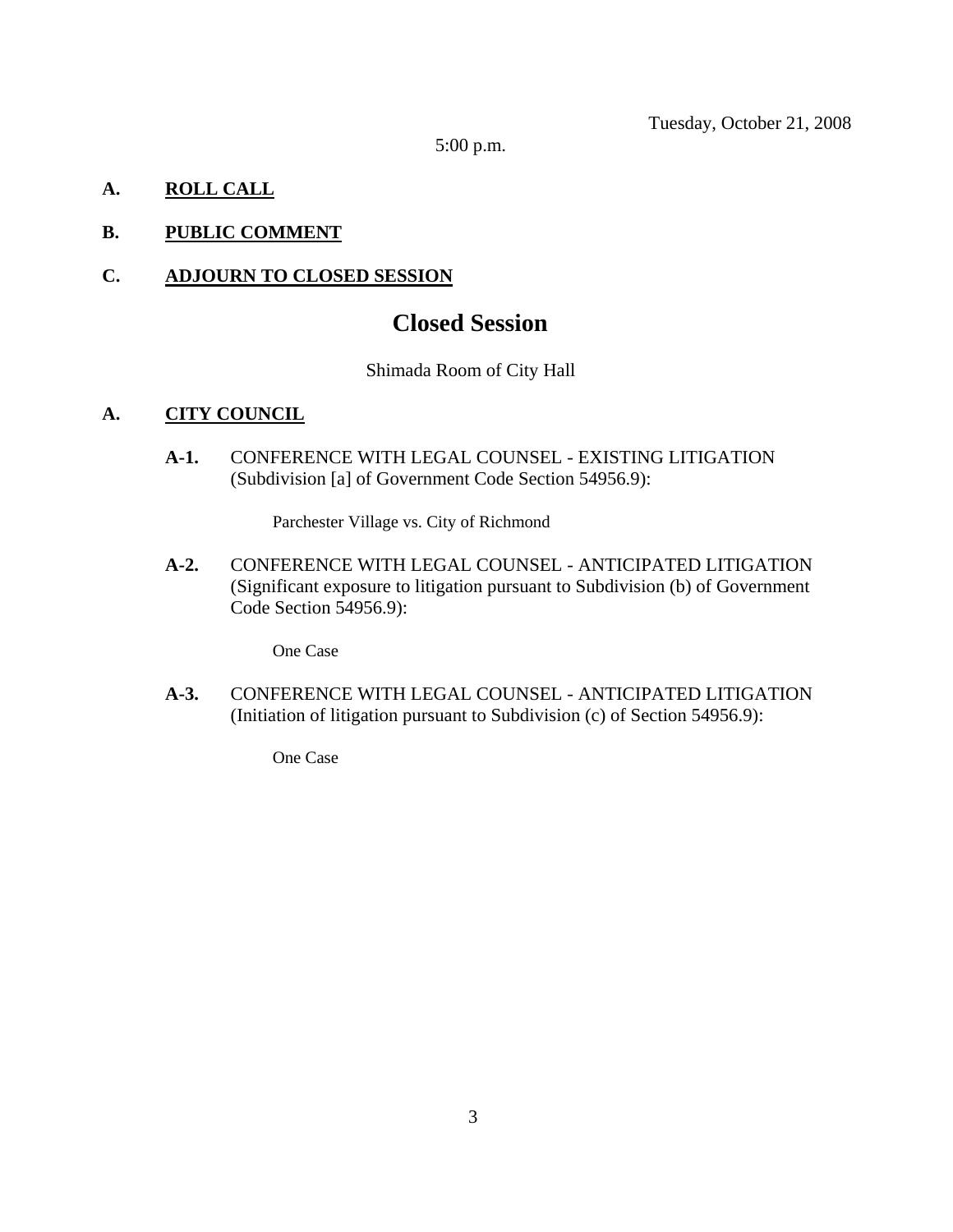Tuesday, October 21, 2008

5:00 p.m.

**A. ROLL CALL**

**B. PUBLIC COMMENT**

**C. ADJOURN TO CLOSED SESSION**

# Closed Session

Shimada Room of City Hall

**A. CITY COUNCIL**

**A-1.** CONFERENCE WITH LEGAL COUNSEL - EXISTING LITIGATION (Subdivision [a] of Government Code Section 54956.9):

Parchester Village vs. City of Richmond

**A-2.** CONFERENCE WITH LEGAL COUNSEL - ANTICIPATED LITIGATION (Significant exposure to litigation pursuant to Subdivision (b) of Government Code Section 54956.9):

One Case

**A-3.** CONFERENCE WITH LEGAL COUNSEL - ANTICIPATED LITIGATION (Initiation of litigation pursuant to Subdivision (c) of Section 54956.9):

One Case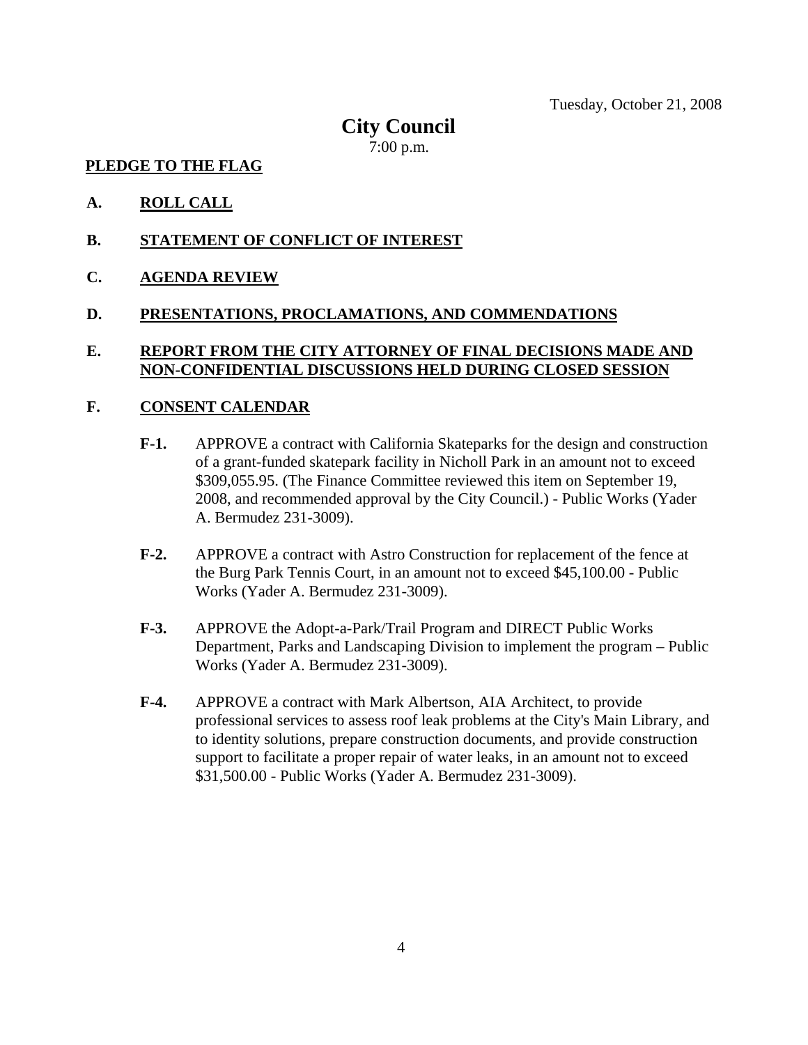Tuesday, October 21, 2008

# City Council

7:00 p.m.

**PLEDGE TO THE FLAG**

**A. ROLL CALL**

**B. STATEMENT OF CONFLICT OF INTEREST**

**C. AGENDA REVIEW**

**D. PRESENTATIONS, PROCLAMATIONS, AND COMMENDATIONS**

**E. REPORT FROM THE CITY ATTORNEY OF FINAL DECISIONS MADE AND NON-CONFIDENTIAL DISCUSSIONS HELD DURING CLOSED SESSION**

**F. CONSENT CALENDAR**

**F-1.** APPROVE a contract with California Skateparks for the design and construction of a grant-funded skatepark facility in Nicholl Park in an amount not to exceed $309,055.95. (The Finance Committee reviewed this item on September 19, 2008, and recommended approval by the City Council.) - Public Works (Yader A. Bermudez 231-3009).

**F-2.** APPROVE a contract with Astro Construction for replacement of the fence at the Burg Park Tennis Court, in an amount not to exceed $45,100.00 - Public Works (Yader A. Bermudez 231-3009).

**F-3.** APPROVE the Adopt-a-Park/Trail Program and DIRECT Public Works Department, Parks and Landscaping Division to implement the program – Public Works (Yader A. Bermudez 231-3009).

**F-4.** APPROVE a contract with Mark Albertson, AIA Architect, to provide professional services to assess roof leak problems at the City's Main Library, and to identity solutions, prepare construction documents, and provide construction support to facilitate a proper repair of water leaks, in an amount not to exceed $31,500.00 - Public Works (Yader A. Bermudez 231-3009).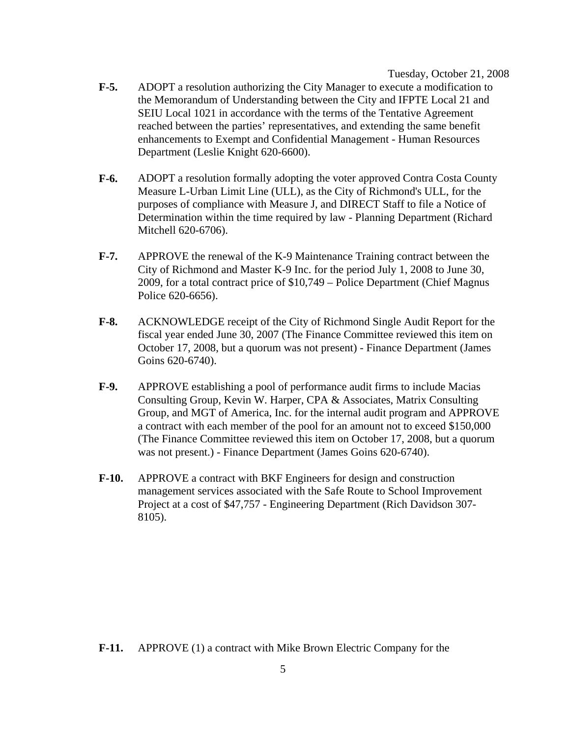Tuesday, October 21, 2008

**F-5.** ADOPT a resolution authorizing the City Manager to execute a modification to the Memorandum of Understanding between the City and IFPTE Local 21 and SEIU Local 1021 in accordance with the terms of the Tentative Agreement reached between the parties' representatives, and extending the same benefit enhancements to Exempt and Confidential Management - Human Resources Department (Leslie Knight 620-6600).

**F-6.** ADOPT a resolution formally adopting the voter approved Contra Costa County Measure L-Urban Limit Line (ULL), as the City of Richmond's ULL, for the purposes of compliance with Measure J, and DIRECT Staff to file a Notice of Determination within the time required by law - Planning Department (Richard Mitchell 620-6706).

**F-7.** APPROVE the renewal of the K-9 Maintenance Training contract between the City of Richmond and Master K-9 Inc. for the period July 1, 2008 to June 30, 2009, for a total contract price of $10,749 – Police Department (Chief Magnus Police 620-6656).

**F-8.** ACKNOWLEDGE receipt of the City of Richmond Single Audit Report for the fiscal year ended June 30, 2007 (The Finance Committee reviewed this item on October 17, 2008, but a quorum was not present) - Finance Department (James Goins 620-6740).

**F-9.** APPROVE establishing a pool of performance audit firms to include Macias Consulting Group, Kevin W. Harper, CPA & Associates, Matrix Consulting Group, and MGT of America, Inc. for the internal audit program and APPROVE a contract with each member of the pool for an amount not to exceed $150,000 (The Finance Committee reviewed this item on October 17, 2008, but a quorum was not present.) - Finance Department (James Goins 620-6740).

**F-10.** APPROVE a contract with BKF Engineers for design and construction management services associated with the Safe Route to School Improvement Project at a cost of $47,757 - Engineering Department (Rich Davidson 307-8105).

**F-11.** APPROVE (1) a contract with Mike Brown Electric Company for the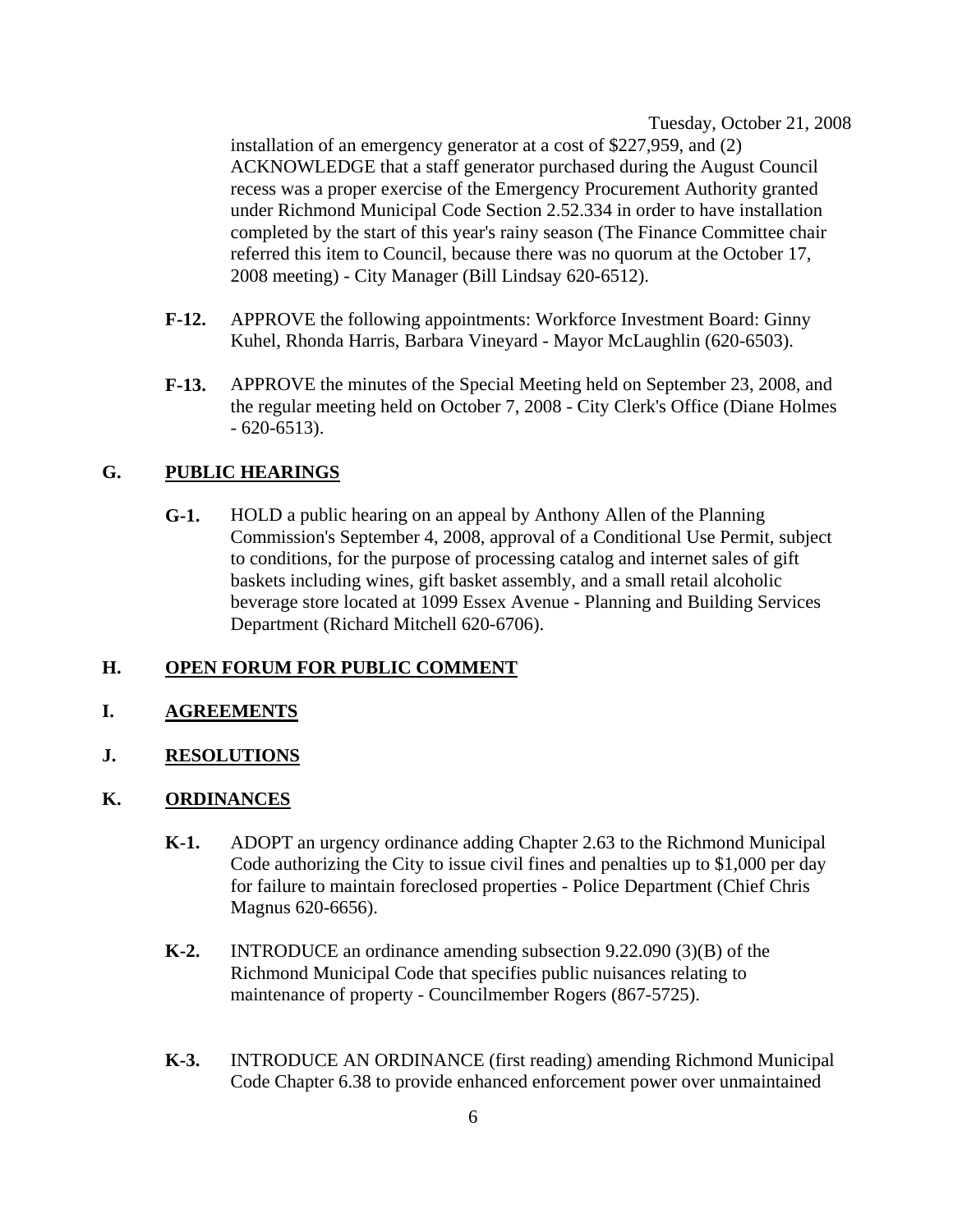installation of an emergency generator at a cost of $227,959, and (2) ACKNOWLEDGE that a staff generator purchased during the August Council recess was a proper exercise of the Emergency Procurement Authority granted under Richmond Municipal Code Section 2.52.334 in order to have installation completed by the start of this year's rainy season (The Finance Committee chair referred this item to Council, because there was no quorum at the October 17, 2008 meeting) - City Manager (Bill Lindsay 620-6512).

**F-12.** APPROVE the following appointments: Workforce Investment Board: Ginny Kuhel, Rhonda Harris, Barbara Vineyard - Mayor McLaughlin (620-6503).

**F-13.** APPROVE the minutes of the Special Meeting held on September 23, 2008, and the regular meeting held on October 7, 2008 - City Clerk's Office (Diane Holmes - 620-6513).

## G. PUBLIC HEARINGS

**G-1.** HOLD a public hearing on an appeal by Anthony Allen of the Planning Commission's September 4, 2008, approval of a Conditional Use Permit, subject to conditions, for the purpose of processing catalog and internet sales of gift baskets including wines, gift basket assembly, and a small retail alcoholic beverage store located at 1099 Essex Avenue - Planning and Building Services Department (Richard Mitchell 620-6706).

## H. OPEN FORUM FOR PUBLIC COMMENT

## I. AGREEMENTS

## J. RESOLUTIONS

## K. ORDINANCES

**K-1.** ADOPT an urgency ordinance adding Chapter 2.63 to the Richmond Municipal Code authorizing the City to issue civil fines and penalties up to $1,000 per day for failure to maintain foreclosed properties - Police Department (Chief Chris Magnus 620-6656).

**K-2.** INTRODUCE an ordinance amending subsection 9.22.090 (3)(B) of the Richmond Municipal Code that specifies public nuisances relating to maintenance of property - Councilmember Rogers (867-5725).

**K-3.** INTRODUCE AN ORDINANCE (first reading) amending Richmond Municipal Code Chapter 6.38 to provide enhanced enforcement power over unmaintained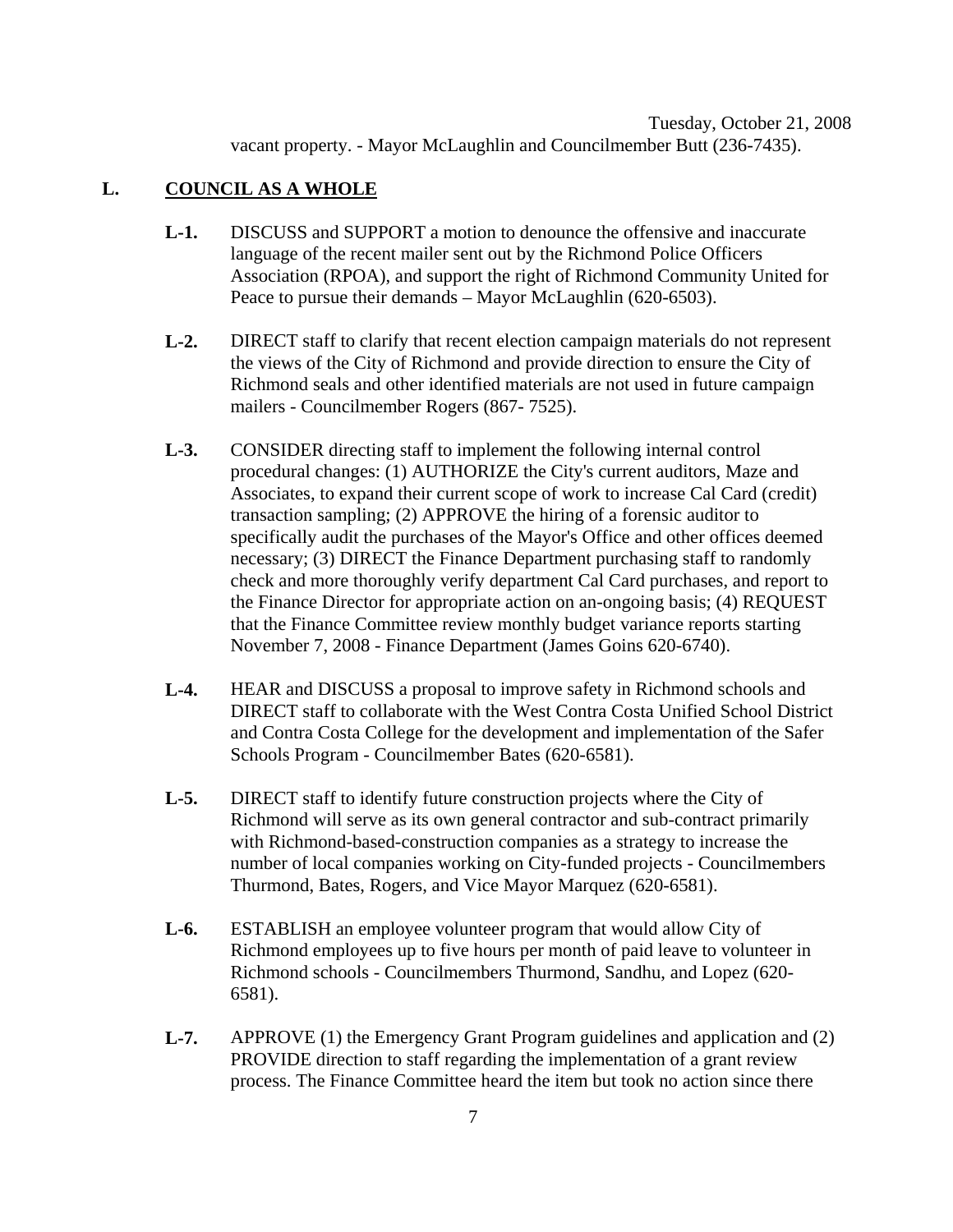vacant property. - Mayor McLaughlin and Councilmember Butt (236-7435).

## L. COUNCIL AS A WHOLE

**L-1.** DISCUSS and SUPPORT a motion to denounce the offensive and inaccurate language of the recent mailer sent out by the Richmond Police Officers Association (RPOA), and support the right of Richmond Community United for Peace to pursue their demands – Mayor McLaughlin (620-6503).

**L-2.** DIRECT staff to clarify that recent election campaign materials do not represent the views of the City of Richmond and provide direction to ensure the City of Richmond seals and other identified materials are not used in future campaign mailers - Councilmember Rogers (867- 7525).

**L-3.** CONSIDER directing staff to implement the following internal control procedural changes: (1) AUTHORIZE the City's current auditors, Maze and Associates, to expand their current scope of work to increase Cal Card (credit) transaction sampling; (2) APPROVE the hiring of a forensic auditor to specifically audit the purchases of the Mayor's Office and other offices deemed necessary; (3) DIRECT the Finance Department purchasing staff to randomly check and more thoroughly verify department Cal Card purchases, and report to the Finance Director for appropriate action on an-ongoing basis; (4) REQUEST that the Finance Committee review monthly budget variance reports starting November 7, 2008 - Finance Department (James Goins 620-6740).

**L-4.** HEAR and DISCUSS a proposal to improve safety in Richmond schools and DIRECT staff to collaborate with the West Contra Costa Unified School District and Contra Costa College for the development and implementation of the Safer Schools Program - Councilmember Bates (620-6581).

**L-5.** DIRECT staff to identify future construction projects where the City of Richmond will serve as its own general contractor and sub-contract primarily with Richmond-based-construction companies as a strategy to increase the number of local companies working on City-funded projects - Councilmembers Thurmond, Bates, Rogers, and Vice Mayor Marquez (620-6581).

**L-6.** ESTABLISH an employee volunteer program that would allow City of Richmond employees up to five hours per month of paid leave to volunteer in Richmond schools - Councilmembers Thurmond, Sandhu, and Lopez (620-6581).

**L-7.** APPROVE (1) the Emergency Grant Program guidelines and application and (2) PROVIDE direction to staff regarding the implementation of a grant review process. The Finance Committee heard the item but took no action since there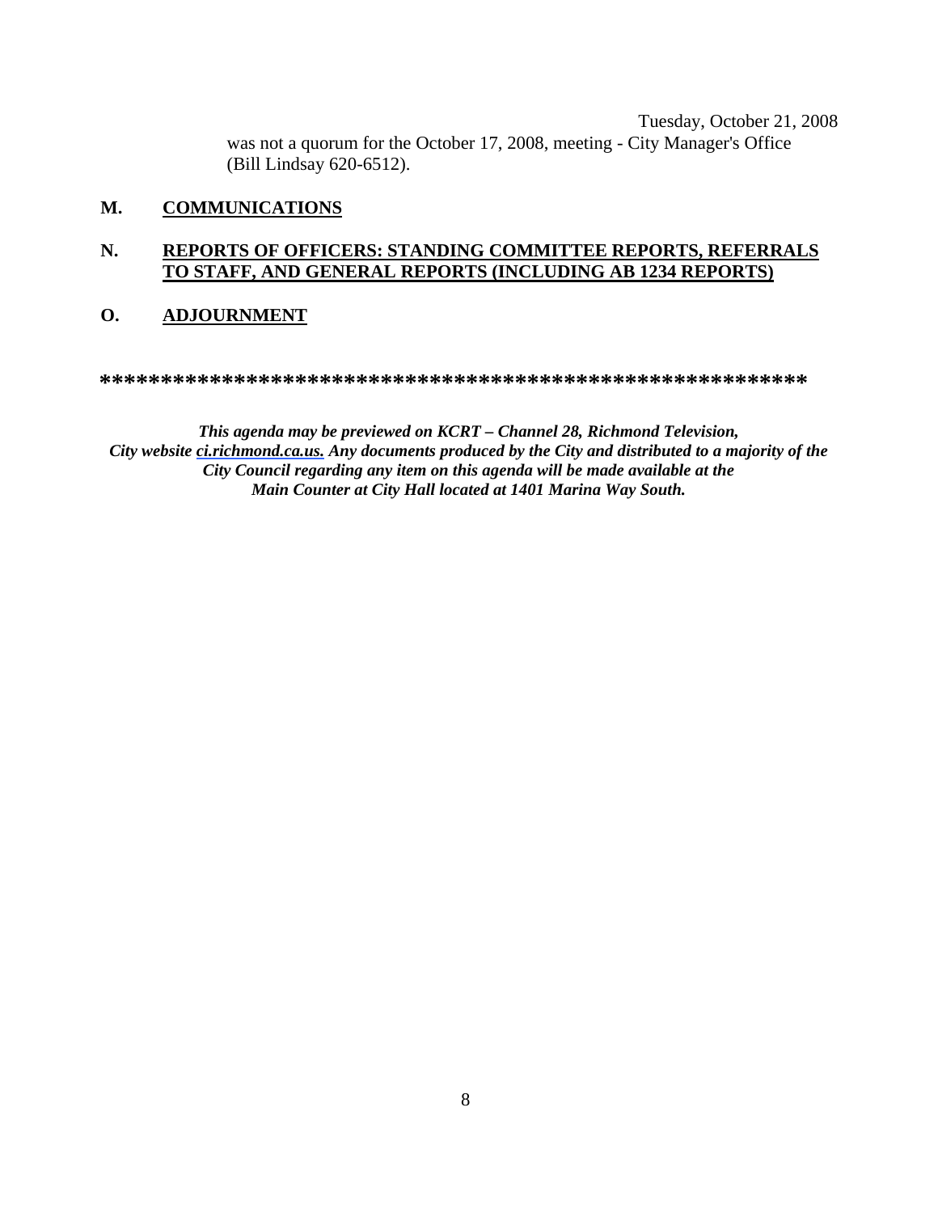was not a quorum for the October 17, 2008, meeting - City Manager's Office (Bill Lindsay 620-6512).

**M. COMMUNICATIONS**

**N. REPORTS OF OFFICERS: STANDING COMMITTEE REPORTS, REFERRALS TO STAFF, AND GENERAL REPORTS (INCLUDING AB 1234 REPORTS)**

**O. ADJOURNMENT**

**************************************************************

***This agenda may be previewed on KCRT – Channel 28, Richmond Television, City website ci.richmond.ca.us. Any documents produced by the City and distributed to a majority of the City Council regarding any item on this agenda will be made available at the Main Counter at City Hall located at 1401 Marina Way South.***